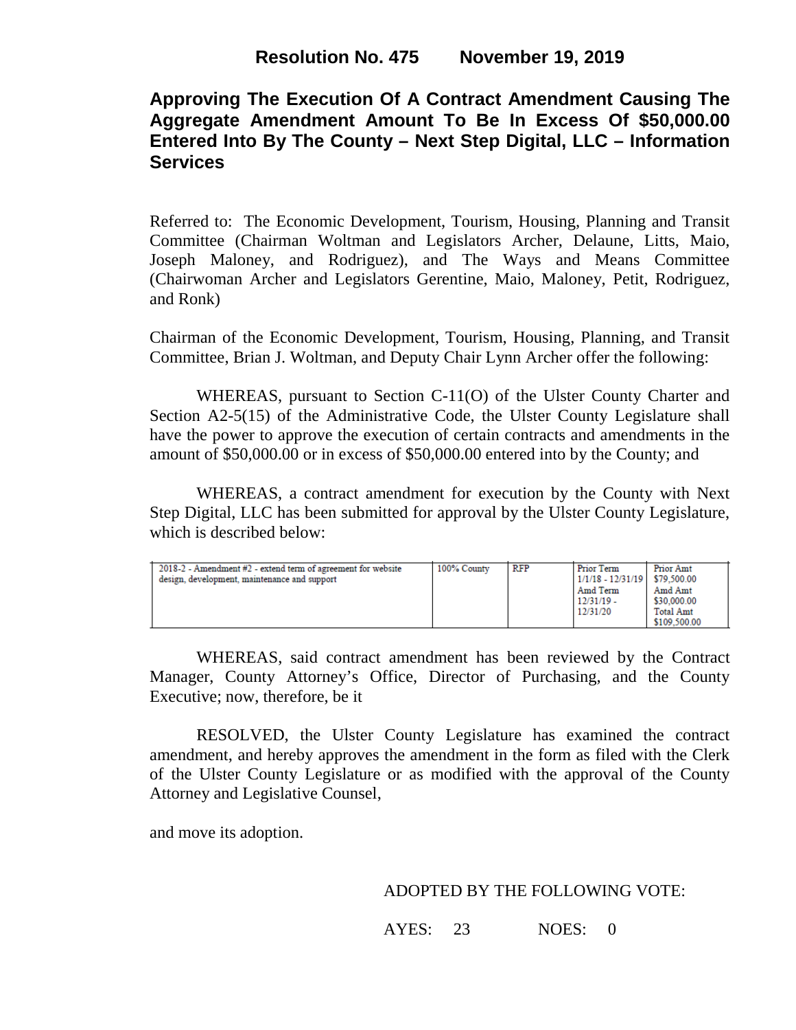**Resolution No. 475 November 19, 2019**

# Approving The Execution Of A Contract Amendment Causing The Aggregate Amendment Amount To Be In Excess Of $50,000.00 Entered Into By The County – Next Step Digital, LLC – Information Services

Referred to: The Economic Development, Tourism, Housing, Planning and Transit Committee (Chairman Woltman and Legislators Archer, Delaune, Litts, Maio, Joseph Maloney, and Rodriguez), and The Ways and Means Committee (Chairwoman Archer and Legislators Gerentine, Maio, Maloney, Petit, Rodriguez, and Ronk)

Chairman of the Economic Development, Tourism, Housing, Planning, and Transit Committee, Brian J. Woltman, and Deputy Chair Lynn Archer offer the following:

WHEREAS, pursuant to Section C-11(O) of the Ulster County Charter and Section A2-5(15) of the Administrative Code, the Ulster County Legislature shall have the power to approve the execution of certain contracts and amendments in the amount of $50,000.00 or in excess of $50,000.00 entered into by the County; and

WHEREAS, a contract amendment for execution by the County with Next Step Digital, LLC has been submitted for approval by the Ulster County Legislature, which is described below:

| | | | | |
|---|---|---|---|---|
| 2018-2 - Amendment #2 - extend term of agreement for website design, development, maintenance and support | 100% County | RFP | Prior Term 1/1/18 - 12/31/19 Amd Term 12/31/19 - 12/31/20 | Prior Amt $79,500.00 Amd Amt $30,000.00 Total Amt $109,500.00 |

WHEREAS, said contract amendment has been reviewed by the Contract Manager, County Attorney's Office, Director of Purchasing, and the County Executive; now, therefore, be it

RESOLVED, the Ulster County Legislature has examined the contract amendment, and hereby approves the amendment in the form as filed with the Clerk of the Ulster County Legislature or as modified with the approval of the County Attorney and Legislative Counsel,

and move its adoption.

ADOPTED BY THE FOLLOWING VOTE:

AYES: 23 NOES: 0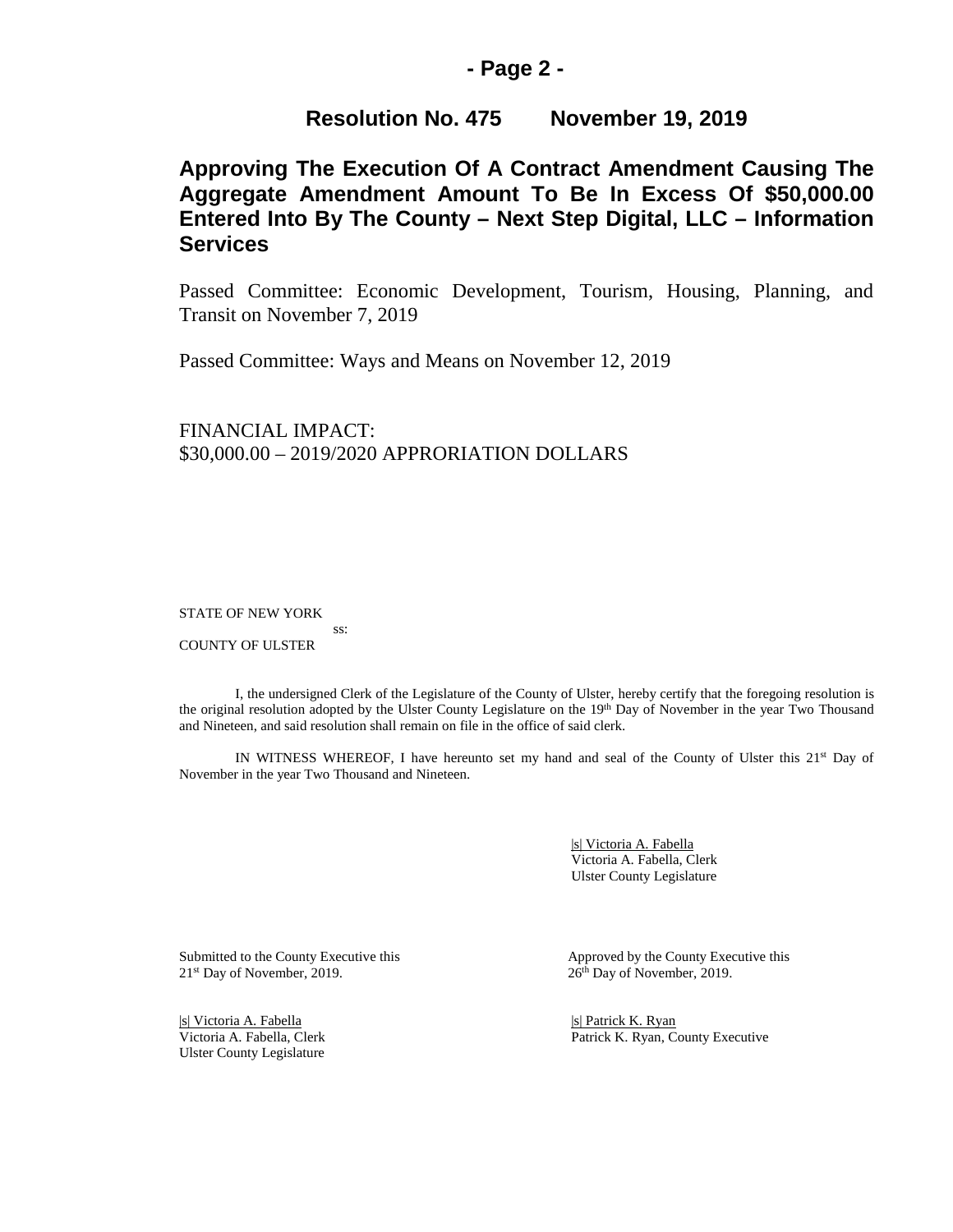### Resolution No. 475 November 19, 2019

## Approving The Execution Of A Contract Amendment Causing The Aggregate Amendment Amount To Be In Excess Of $50,000.00 Entered Into By The County – Next Step Digital, LLC – Information Services

Passed Committee: Economic Development, Tourism, Housing, Planning, and Transit on November 7, 2019

Passed Committee: Ways and Means on November 12, 2019

FINANCIAL IMPACT:
$30,000.00 – 2019/2020 APPRORIATION DOLLARS

STATE OF NEW YORK
ss:
COUNTY OF ULSTER

I, the undersigned Clerk of the Legislature of the County of Ulster, hereby certify that the foregoing resolution is the original resolution adopted by the Ulster County Legislature on the 19th Day of November in the year Two Thousand and Nineteen, and said resolution shall remain on file in the office of said clerk.

IN WITNESS WHEREOF, I have hereunto set my hand and seal of the County of Ulster this 21st Day of November in the year Two Thousand and Nineteen.

|s| Victoria A. Fabella
Victoria A. Fabella, Clerk
Ulster County Legislature

Submitted to the County Executive this 21st Day of November, 2019.

|s| Victoria A. Fabella
Victoria A. Fabella, Clerk
Ulster County Legislature

Approved by the County Executive this 26th Day of November, 2019.

|s| Patrick K. Ryan
Patrick K. Ryan, County Executive